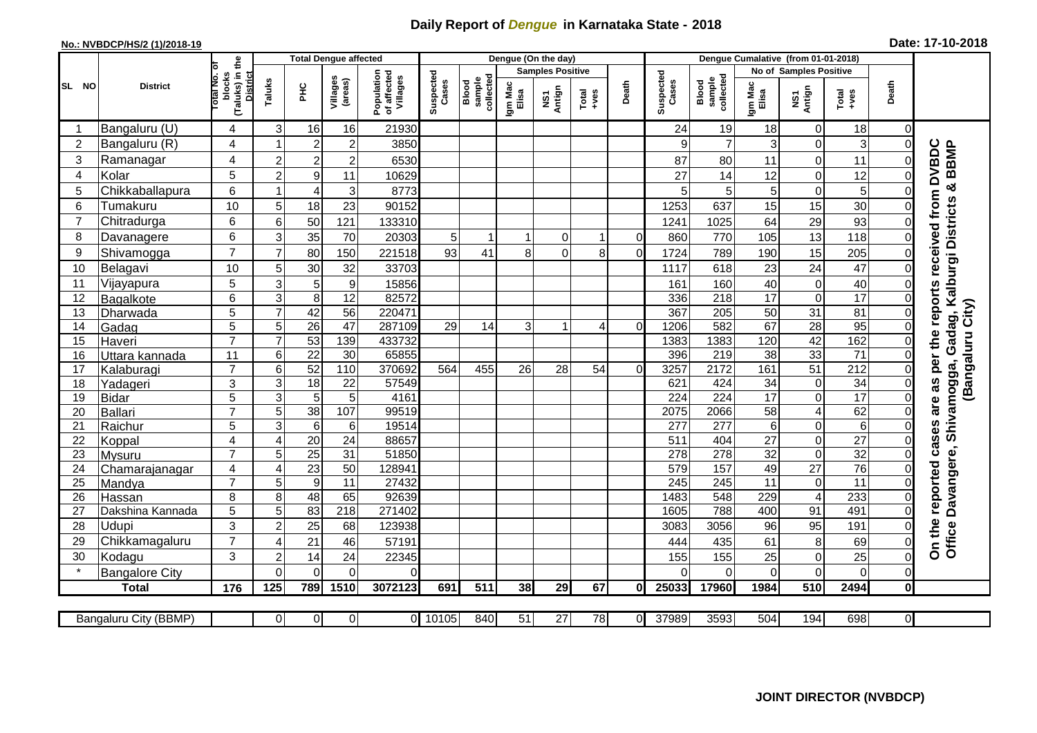# Daily Report of *Dengue* in Karnataka State - 2018

**No.: NVBDCP/HS/2 (1)/2018-19**

**Date: 17-10-2018**

| SL NO | District | Total No. of blocks (Taluks) in the District | Total Dengue affected | | | | Dengue (On the day) | | | | | | | Dengue Cumalative (from 01-01-2018) | | | | | | | |
|---|---|---|---|---|---|---|---|---|---|---|---|---|---|---|---|---|---|---|---|---|
| | | | Taluks | PHC | Villages (areas) | Population of affected Villages | Suspected Cases | Blood sample collected | Samples Positive | | | Death | Suspected Cases | Blood sample collected | No of Samples Positive | | | Death | |
| | | | | | | | | | Igm Mac Elisa | NS1 Antign | Total +ves | | | | Igm Mac Elisa | NS1 Antign | Total +ves | | |
| 1 | Bangaluru (U) | 4 | 3 | 16 | 16 | 21930 | | | | | | | 24 | 19 | 18 | 0 | 18 | 0 | On the reported cases are as per the reports received from DVBDC Office Davangere, Shivamogga, Gadag, Kalburgi Districts & BBMP (Bangaluru City) |
| 2 | Bangaluru (R) | 4 | 1 | 2 | 2 | 3850 | | | | | | | 9 | 7 | 3 | 0 | 3 | 0 | |
| 3 | Ramanagar | 4 | 2 | 2 | 2 | 6530 | | | | | | | 87 | 80 | 11 | 0 | 11 | 0 | |
| 4 | Kolar | 5 | 2 | 9 | 11 | 10629 | | | | | | | 27 | 14 | 12 | 0 | 12 | 0 | |
| 5 | Chikkaballapura | 6 | 1 | 4 | 3 | 8773 | | | | | | | 5 | 5 | 5 | 0 | 5 | 0 | |
| 6 | Tumakuru | 10 | 5 | 18 | 23 | 90152 | | | | | | | 1253 | 637 | 15 | 15 | 30 | 0 | |
| 7 | Chitradurga | 6 | 6 | 50 | 121 | 133310 | | | | | | | 1241 | 1025 | 64 | 29 | 93 | 0 | |
| 8 | Davanagere | 6 | 3 | 35 | 70 | 20303 | 5 | 1 | 1 | 0 | 1 | 0 | 860 | 770 | 105 | 13 | 118 | 0 | |
| 9 | Shivamogga | 7 | 7 | 80 | 150 | 221518 | 93 | 41 | 8 | 0 | 8 | 0 | 1724 | 789 | 190 | 15 | 205 | 0 | |
| 10 | Belagavi | 10 | 5 | 30 | 32 | 33703 | | | | | | | 1117 | 618 | 23 | 24 | 47 | 0 | |
| 11 | Vijayapura | 5 | 3 | 5 | 9 | 15856 | | | | | | | 161 | 160 | 40 | 0 | 40 | 0 | |
| 12 | Bagalkote | 6 | 3 | 8 | 12 | 82572 | | | | | | | 336 | 218 | 17 | 0 | 17 | 0 | |
| 13 | Dharwada | 5 | 7 | 42 | 56 | 220471 | | | | | | | 367 | 205 | 50 | 31 | 81 | 0 | |
| 14 | Gadag | 5 | 5 | 26 | 47 | 287109 | 29 | 14 | 3 | 1 | 4 | 0 | 1206 | 582 | 67 | 28 | 95 | 0 | |
| 15 | Haveri | 7 | 7 | 53 | 139 | 433732 | | | | | | | 1383 | 1383 | 120 | 42 | 162 | 0 | |
| 16 | Uttara kannada | 11 | 6 | 22 | 30 | 65855 | | | | | | | 396 | 219 | 38 | 33 | 71 | 0 | |
| 17 | Kalaburagi | 7 | 6 | 52 | 110 | 370692 | 564 | 455 | 26 | 28 | 54 | 0 | 3257 | 2172 | 161 | 51 | 212 | 0 | |
| 18 | Yadageri | 3 | 3 | 18 | 22 | 57549 | | | | | | | 621 | 424 | 34 | 0 | 34 | 0 | |
| 19 | Bidar | 5 | 3 | 5 | 5 | 4161 | | | | | | | 224 | 224 | 17 | 0 | 17 | 0 | |
| 20 | Ballari | 7 | 5 | 38 | 107 | 99519 | | | | | | | 2075 | 2066 | 58 | 4 | 62 | 0 | |
| 21 | Raichur | 5 | 3 | 6 | 6 | 19514 | | | | | | | 277 | 277 | 6 | 0 | 6 | 0 | |
| 22 | Koppal | 4 | 4 | 20 | 24 | 88657 | | | | | | | 511 | 404 | 27 | 0 | 27 | 0 | |
| 23 | Mysuru | 7 | 5 | 25 | 31 | 51850 | | | | | | | 278 | 278 | 32 | 0 | 32 | 0 | |
| 24 | Chamarajanagar | 4 | 4 | 23 | 50 | 128941 | | | | | | | 579 | 157 | 49 | 27 | 76 | 0 | |
| 25 | Mandya | 7 | 5 | 9 | 11 | 27432 | | | | | | | 245 | 245 | 11 | 0 | 11 | 0 | |
| 26 | Hassan | 8 | 8 | 48 | 65 | 92639 | | | | | | | 1483 | 548 | 229 | 4 | 233 | 0 | |
| 27 | Dakshina Kannada | 5 | 5 | 83 | 218 | 271402 | | | | | | | 1605 | 788 | 400 | 91 | 491 | 0 | |
| 28 | Udupi | 3 | 2 | 25 | 68 | 123938 | | | | | | | 3083 | 3056 | 96 | 95 | 191 | 0 | |
| 29 | Chikkamagaluru | 7 | 4 | 21 | 46 | 57191 | | | | | | | 444 | 435 | 61 | 8 | 69 | 0 | |
| 30 | Kodagu | 3 | 2 | 14 | 24 | 22345 | | | | | | | 155 | 155 | 25 | 0 | 25 | 0 | |
| * | Bangalore City | | 0 | 0 | 0 | 0 | | | | | | | 0 | 0 | 0 | 0 | 0 | 0 | |
| | **Total** | **176** | **125** | **789** | **1510** | **3072123** | **691** | **511** | **38** | **29** | **67** | **0** | **25033** | **17960** | **1984** | **510** | **2494** | **0** | |

| | Taluks | PHC | Villages (areas) | Population of affected Villages | Suspected Cases | Blood sample collected | Igm Mac Elisa | NS1 Antign | Total +ves | Death | Suspected Cases | Blood sample collected | Igm Mac Elisa | NS1 Antign | Total +ves | Death |
|---|---|---|---|---|---|---|---|---|---|---|---|---|---|---|---|---|
| Bangaluru City (BBMP) | 0 | 0 | 0 | 0 | 10105 | 840 | 51 | 27 | 78 | 0 | 37989 | 3593 | 504 | 194 | 698 | 0 |

**JOINT DIRECTOR (NVBDCP)**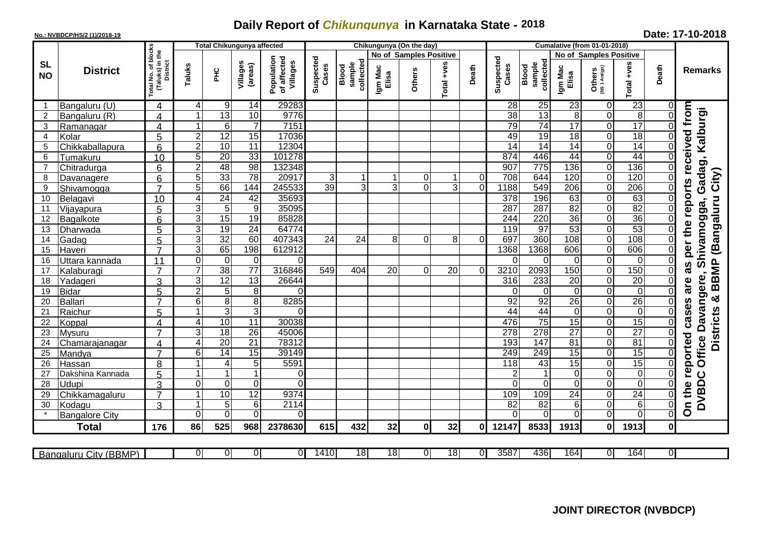# Daily Report of *Chikungunya* in Karnataka State - 2018

**No.: NVBDCP/HS/2 (1)/2018-19**

**Date: 17-10-2018**

| SL NO | District | Total No. of blocks (Taluks) in the District | Total Chikungunya affected | | | | Chikungunya (On the day) | | | | | | | Cumalative (from 01-01-2018) | | | | | | | Remarks |
|---|---|---|---|---|---|---|---|---|---|---|---|---|---|---|---|---|---|---|---|---|---|
| | | | Taluks | PHC | Villages (areas) | Population of affected Villages | Suspected Cases | Blood sample collected | No of Samples Positive | | | Death | Suspected Cases | Blood sample collected | No of Samples Positive | | | Death | |
| | | | | | | | | | Igm Mac Elisa | Others | Total +ves | | | | Igm Mac Elisa | Others (NS 1 Antign) | Total +ves | | |
| 1 | Bangaluru (U) | 4 | 4 | 9 | 14 | 29283 | | | | | | | 28 | 25 | 23 | 0 | 23 | 0 | On the reported cases are as per the reports received from DVBDC Office Davangere, Shivamogga, Gadag, Kalburgi Districts & BBMP (Bangaluru City) |
| 2 | Bangaluru (R) | 4 | 1 | 13 | 10 | 9776 | | | | | | | 38 | 13 | 8 | 0 | 8 | 0 | |
| 3 | Ramanagar | 4 | 1 | 6 | 7 | 7151 | | | | | | | 79 | 74 | 17 | 0 | 17 | 0 | |
| 4 | Kolar | 5 | 2 | 12 | 15 | 17036 | | | | | | | 49 | 19 | 18 | 0 | 18 | 0 | |
| 5 | Chikkaballapura | 6 | 2 | 10 | 11 | 12304 | | | | | | | 14 | 14 | 14 | 0 | 14 | 0 | |
| 6 | Tumakuru | 10 | 5 | 20 | 33 | 101278 | | | | | | | 874 | 446 | 44 | 0 | 44 | 0 | |
| 7 | Chitradurga | 6 | 2 | 48 | 98 | 132348 | | | | | | | 907 | 775 | 136 | 0 | 136 | 0 | |
| 8 | Davanagere | 6 | 5 | 33 | 78 | 20917 | 3 | 1 | 1 | 0 | 1 | 0 | 708 | 644 | 120 | 0 | 120 | 0 | |
| 9 | Shivamogga | 7 | 5 | 66 | 144 | 245533 | 39 | 3 | 3 | 0 | 3 | 0 | 1188 | 549 | 206 | 0 | 206 | 0 | |
| 10 | Belagavi | 10 | 4 | 24 | 42 | 35693 | | | | | | | 378 | 196 | 63 | 0 | 63 | 0 | |
| 11 | Vijayapura | 5 | 3 | 5 | 9 | 35095 | | | | | | | 287 | 287 | 82 | 0 | 82 | 0 | |
| 12 | Bagalkote | 6 | 3 | 15 | 19 | 85828 | | | | | | | 244 | 220 | 36 | 0 | 36 | 0 | |
| 13 | Dharwada | 5 | 3 | 19 | 24 | 64774 | | | | | | | 119 | 97 | 53 | 0 | 53 | 0 | |
| 14 | Gadag | 5 | 3 | 32 | 60 | 407343 | 24 | 24 | 8 | 0 | 8 | 0 | 697 | 360 | 108 | 0 | 108 | 0 | |
| 15 | Haveri | 7 | 3 | 65 | 198 | 612912 | | | | | | | 1368 | 1368 | 606 | 0 | 606 | 0 | |
| 16 | Uttara kannada | 11 | 0 | 0 | 0 | 0 | | | | | | | 0 | 0 | 0 | 0 | 0 | 0 | |
| 17 | Kalaburagi | 7 | 7 | 38 | 77 | 316846 | 549 | 404 | 20 | 0 | 20 | 0 | 3210 | 2093 | 150 | 0 | 150 | 0 | |
| 18 | Yadageri | 3 | 3 | 12 | 13 | 26644 | | | | | | | 316 | 233 | 20 | 0 | 20 | 0 | |
| 19 | Bidar | 5 | 2 | 5 | 8 | 0 | | | | | | | 0 | 0 | 0 | 0 | 0 | 0 | |
| 20 | Ballari | 7 | 6 | 8 | 8 | 8285 | | | | | | | 92 | 92 | 26 | 0 | 26 | 0 | |
| 21 | Raichur | 5 | 1 | 3 | 3 | 0 | | | | | | | 44 | 44 | 0 | 0 | 0 | 0 | |
| 22 | Koppal | 4 | 4 | 10 | 11 | 30038 | | | | | | | 476 | 75 | 15 | 0 | 15 | 0 | |
| 23 | Mysuru | 7 | 3 | 18 | 26 | 45006 | | | | | | | 278 | 278 | 27 | 0 | 27 | 0 | |
| 24 | Chamarajanagar | 4 | 4 | 20 | 21 | 78312 | | | | | | | 193 | 147 | 81 | 0 | 81 | 0 | |
| 25 | Mandya | 7 | 6 | 14 | 15 | 39149 | | | | | | | 249 | 249 | 15 | 0 | 15 | 0 | |
| 26 | Hassan | 8 | 1 | 4 | 5 | 5591 | | | | | | | 118 | 43 | 15 | 0 | 15 | 0 | |
| 27 | Dakshina Kannada | 5 | 1 | 1 | 1 | 0 | | | | | | | 2 | 1 | 0 | 0 | 0 | 0 | |
| 28 | Udupi | 3 | 0 | 0 | 0 | 0 | | | | | | | 0 | 0 | 0 | 0 | 0 | 0 | |
| 29 | Chikkamagaluru | 7 | 1 | 10 | 12 | 9374 | | | | | | | 109 | 109 | 24 | 0 | 24 | 0 | |
| 30 | Kodagu | 3 | 1 | 5 | 6 | 2114 | | | | | | | 82 | 82 | 6 | 0 | 6 | 0 | |
| * | Bangalore City | | 0 | 0 | 0 | 0 | | | | | | | 0 | 0 | 0 | 0 | 0 | 0 | |
| | **Total** | **176** | **86** | **525** | **968** | **2378630** | **615** | **432** | **32** | **0** | **32** | **0** | **12147** | **8533** | **1913** | **0** | **1913** | **0** | |

| | | | | | | | | | | | | | | | | | | |
|---|---|---|---|---|---|---|---|---|---|---|---|---|---|---|---|---|---|---|
| Bangaluru City (BBMP) | | 0 | 0 | 0 | 0 | 1410 | 18 | 18 | 0 | 18 | 0 | 3587 | 436 | 164 | 0 | 164 | 0 | |

**JOINT DIRECTOR (NVBDCP)**